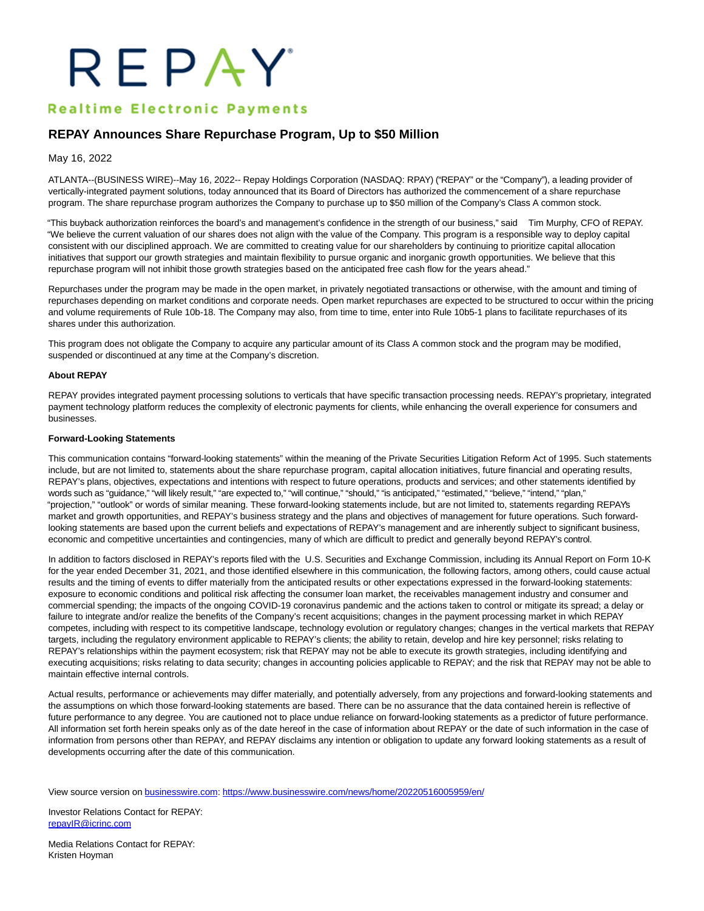REPAY

Realtime Electronic Payments

# REPAY Announces Share Repurchase Program, Up to $50 Million

May 16, 2022

ATLANTA--(BUSINESS WIRE)--May 16, 2022-- Repay Holdings Corporation (NASDAQ: RPAY) ("REPAY" or the "Company"), a leading provider of vertically-integrated payment solutions, today announced that its Board of Directors has authorized the commencement of a share repurchase program. The share repurchase program authorizes the Company to purchase up to $50 million of the Company's Class A common stock.

"This buyback authorization reinforces the board's and management's confidence in the strength of our business," said Tim Murphy, CFO of REPAY. "We believe the current valuation of our shares does not align with the value of the Company. This program is a responsible way to deploy capital consistent with our disciplined approach. We are committed to creating value for our shareholders by continuing to prioritize capital allocation initiatives that support our growth strategies and maintain flexibility to pursue organic and inorganic growth opportunities. We believe that this repurchase program will not inhibit those growth strategies based on the anticipated free cash flow for the years ahead."

Repurchases under the program may be made in the open market, in privately negotiated transactions or otherwise, with the amount and timing of repurchases depending on market conditions and corporate needs. Open market repurchases are expected to be structured to occur within the pricing and volume requirements of Rule 10b-18. The Company may also, from time to time, enter into Rule 10b5-1 plans to facilitate repurchases of its shares under this authorization.

This program does not obligate the Company to acquire any particular amount of its Class A common stock and the program may be modified, suspended or discontinued at any time at the Company's discretion.

**About REPAY**

REPAY provides integrated payment processing solutions to verticals that have specific transaction processing needs. REPAY's proprietary, integrated payment technology platform reduces the complexity of electronic payments for clients, while enhancing the overall experience for consumers and businesses.

**Forward-Looking Statements**

This communication contains "forward-looking statements" within the meaning of the Private Securities Litigation Reform Act of 1995. Such statements include, but are not limited to, statements about the share repurchase program, capital allocation initiatives, future financial and operating results, REPAY's plans, objectives, expectations and intentions with respect to future operations, products and services; and other statements identified by words such as "guidance," "will likely result," "are expected to," "will continue," "should," "is anticipated," "estimated," "believe," "intend," "plan," "projection," "outlook" or words of similar meaning. These forward-looking statements include, but are not limited to, statements regarding REPAY's market and growth opportunities, and REPAY's business strategy and the plans and objectives of management for future operations. Such forward-looking statements are based upon the current beliefs and expectations of REPAY's management and are inherently subject to significant business, economic and competitive uncertainties and contingencies, many of which are difficult to predict and generally beyond REPAY's control.

In addition to factors disclosed in REPAY's reports filed with the U.S. Securities and Exchange Commission, including its Annual Report on Form 10-K for the year ended December 31, 2021, and those identified elsewhere in this communication, the following factors, among others, could cause actual results and the timing of events to differ materially from the anticipated results or other expectations expressed in the forward-looking statements: exposure to economic conditions and political risk affecting the consumer loan market, the receivables management industry and consumer and commercial spending; the impacts of the ongoing COVID-19 coronavirus pandemic and the actions taken to control or mitigate its spread; a delay or failure to integrate and/or realize the benefits of the Company's recent acquisitions; changes in the payment processing market in which REPAY competes, including with respect to its competitive landscape, technology evolution or regulatory changes; changes in the vertical markets that REPAY targets, including the regulatory environment applicable to REPAY's clients; the ability to retain, develop and hire key personnel; risks relating to REPAY's relationships within the payment ecosystem; risk that REPAY may not be able to execute its growth strategies, including identifying and executing acquisitions; risks relating to data security; changes in accounting policies applicable to REPAY; and the risk that REPAY may not be able to maintain effective internal controls.

Actual results, performance or achievements may differ materially, and potentially adversely, from any projections and forward-looking statements and the assumptions on which those forward-looking statements are based. There can be no assurance that the data contained herein is reflective of future performance to any degree. You are cautioned not to place undue reliance on forward-looking statements as a predictor of future performance. All information set forth herein speaks only as of the date hereof in the case of information about REPAY or the date of such information in the case of information from persons other than REPAY, and REPAY disclaims any intention or obligation to update any forward looking statements as a result of developments occurring after the date of this communication.

View source version on businesswire.com: https://www.businesswire.com/news/home/20220516005959/en/

Investor Relations Contact for REPAY:
repayIR@icrinc.com

Media Relations Contact for REPAY:
Kristen Hoyman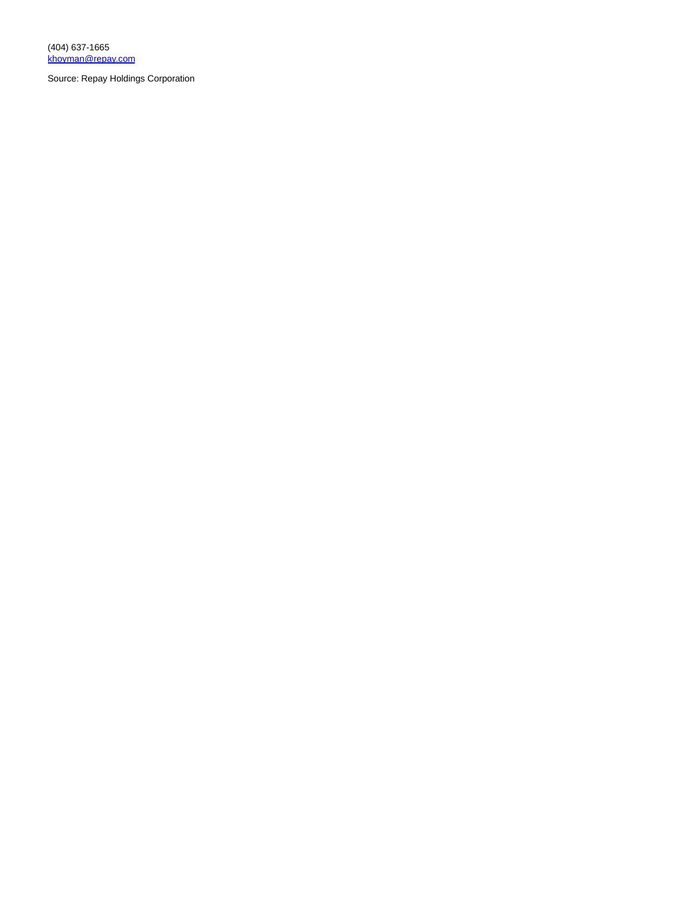(404) 637-1665
khoyman@repay.com

Source: Repay Holdings Corporation